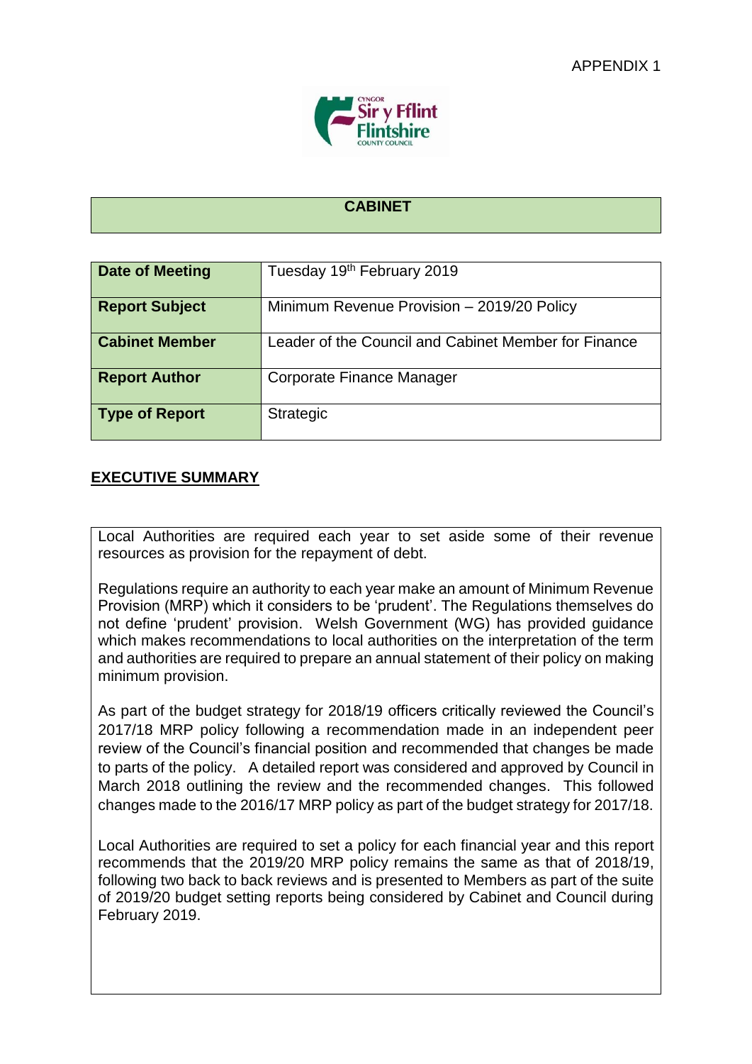APPENDIX 1

## CABINET

| | |
|---|---|
| **Date of Meeting** | Tuesday 19th February 2019 |
| **Report Subject** | Minimum Revenue Provision – 2019/20 Policy |
| **Cabinet Member** | Leader of the Council and Cabinet Member for Finance |
| **Report Author** | Corporate Finance Manager |
| **Type of Report** | Strategic |

## EXECUTIVE SUMMARY

Local Authorities are required each year to set aside some of their revenue resources as provision for the repayment of debt.

Regulations require an authority to each year make an amount of Minimum Revenue Provision (MRP) which it considers to be 'prudent'. The Regulations themselves do not define 'prudent' provision. Welsh Government (WG) has provided guidance which makes recommendations to local authorities on the interpretation of the term and authorities are required to prepare an annual statement of their policy on making minimum provision.

As part of the budget strategy for 2018/19 officers critically reviewed the Council's 2017/18 MRP policy following a recommendation made in an independent peer review of the Council's financial position and recommended that changes be made to parts of the policy. A detailed report was considered and approved by Council in March 2018 outlining the review and the recommended changes. This followed changes made to the 2016/17 MRP policy as part of the budget strategy for 2017/18.

Local Authorities are required to set a policy for each financial year and this report recommends that the 2019/20 MRP policy remains the same as that of 2018/19, following two back to back reviews and is presented to Members as part of the suite of 2019/20 budget setting reports being considered by Cabinet and Council during February 2019.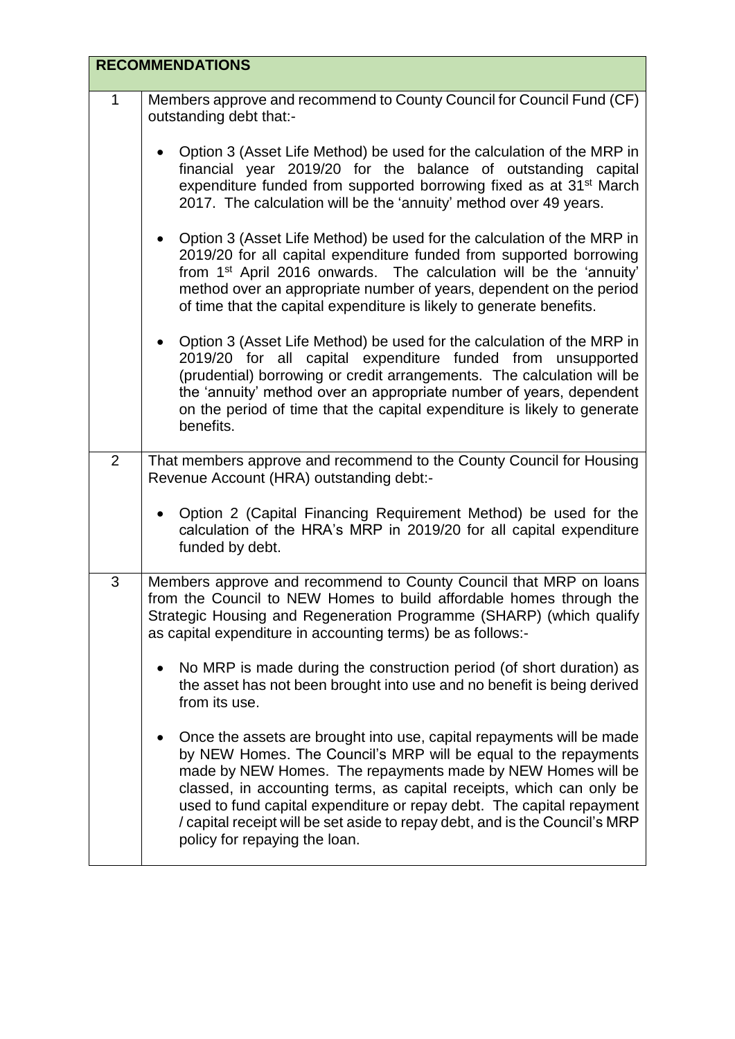| RECOMMENDATIONS | |
|---|---|
| 1 | Members approve and recommend to County Council for Council Fund (CF) outstanding debt that:-<br><br>• Option 3 (Asset Life Method) be used for the calculation of the MRP in financial year 2019/20 for the balance of outstanding capital expenditure funded from supported borrowing fixed as at 31st March 2017. The calculation will be the 'annuity' method over 49 years.<br><br>• Option 3 (Asset Life Method) be used for the calculation of the MRP in 2019/20 for all capital expenditure funded from supported borrowing from 1st April 2016 onwards. The calculation will be the 'annuity' method over an appropriate number of years, dependent on the period of time that the capital expenditure is likely to generate benefits.<br><br>• Option 3 (Asset Life Method) be used for the calculation of the MRP in 2019/20 for all capital expenditure funded from unsupported (prudential) borrowing or credit arrangements. The calculation will be the 'annuity' method over an appropriate number of years, dependent on the period of time that the capital expenditure is likely to generate benefits. |
| 2 | That members approve and recommend to the County Council for Housing Revenue Account (HRA) outstanding debt:-<br><br>• Option 2 (Capital Financing Requirement Method) be used for the calculation of the HRA's MRP in 2019/20 for all capital expenditure funded by debt. |
| 3 | Members approve and recommend to County Council that MRP on loans from the Council to NEW Homes to build affordable homes through the Strategic Housing and Regeneration Programme (SHARP) (which qualify as capital expenditure in accounting terms) be as follows:-<br><br>• No MRP is made during the construction period (of short duration) as the asset has not been brought into use and no benefit is being derived from its use.<br><br>• Once the assets are brought into use, capital repayments will be made by NEW Homes. The Council's MRP will be equal to the repayments made by NEW Homes. The repayments made by NEW Homes will be classed, in accounting terms, as capital receipts, which can only be used to fund capital expenditure or repay debt. The capital repayment / capital receipt will be set aside to repay debt, and is the Council's MRP policy for repaying the loan. |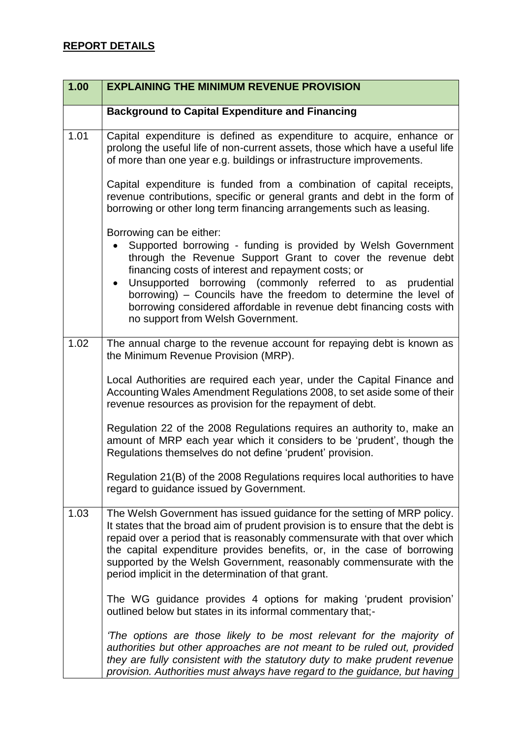## REPORT DETAILS

| 1.00 | EXPLAINING THE MINIMUM REVENUE PROVISION |
|---|---|
| | **Background to Capital Expenditure and Financing** |
| 1.01 | Capital expenditure is defined as expenditure to acquire, enhance or prolong the useful life of non-current assets, those which have a useful life of more than one year e.g. buildings or infrastructure improvements.<br><br>Capital expenditure is funded from a combination of capital receipts, revenue contributions, specific or general grants and debt in the form of borrowing or other long term financing arrangements such as leasing.<br><br>Borrowing can be either:<br>• Supported borrowing - funding is provided by Welsh Government through the Revenue Support Grant to cover the revenue debt financing costs of interest and repayment costs; or<br>• Unsupported borrowing (commonly referred to as prudential borrowing) – Councils have the freedom to determine the level of borrowing considered affordable in revenue debt financing costs with no support from Welsh Government. |
| 1.02 | The annual charge to the revenue account for repaying debt is known as the Minimum Revenue Provision (MRP).<br><br>Local Authorities are required each year, under the Capital Finance and Accounting Wales Amendment Regulations 2008, to set aside some of their revenue resources as provision for the repayment of debt.<br><br>Regulation 22 of the 2008 Regulations requires an authority to, make an amount of MRP each year which it considers to be 'prudent', though the Regulations themselves do not define 'prudent' provision.<br><br>Regulation 21(B) of the 2008 Regulations requires local authorities to have regard to guidance issued by Government. |
| 1.03 | The Welsh Government has issued guidance for the setting of MRP policy. It states that the broad aim of prudent provision is to ensure that the debt is repaid over a period that is reasonably commensurate with that over which the capital expenditure provides benefits, or, in the case of borrowing supported by the Welsh Government, reasonably commensurate with the period implicit in the determination of that grant.<br><br>The WG guidance provides 4 options for making 'prudent provision' outlined below but states in its informal commentary that;-<br><br>*'The options are those likely to be most relevant for the majority of authorities but other approaches are not meant to be ruled out, provided they are fully consistent with the statutory duty to make prudent revenue provision. Authorities must always have regard to the guidance, but having* |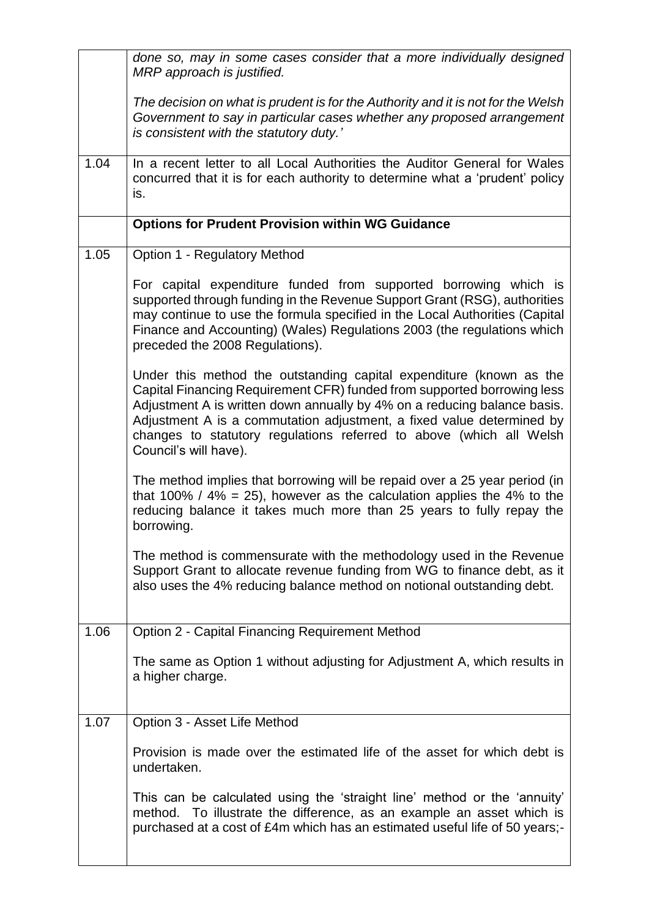| | |
|---|---|
| | *done so, may in some cases consider that a more individually designed MRP approach is justified.*<br><br>*The decision on what is prudent is for the Authority and it is not for the Welsh Government to say in particular cases whether any proposed arrangement is consistent with the statutory duty.'* |
| 1.04 | In a recent letter to all Local Authorities the Auditor General for Wales concurred that it is for each authority to determine what a 'prudent' policy is. |
| | **Options for Prudent Provision within WG Guidance** |
| 1.05 | Option 1 - Regulatory Method<br><br>For capital expenditure funded from supported borrowing which is supported through funding in the Revenue Support Grant (RSG), authorities may continue to use the formula specified in the Local Authorities (Capital Finance and Accounting) (Wales) Regulations 2003 (the regulations which preceded the 2008 Regulations).<br><br>Under this method the outstanding capital expenditure (known as the Capital Financing Requirement CFR) funded from supported borrowing less Adjustment A is written down annually by 4% on a reducing balance basis. Adjustment A is a commutation adjustment, a fixed value determined by changes to statutory regulations referred to above (which all Welsh Council's will have).<br><br>The method implies that borrowing will be repaid over a 25 year period (in that 100% / 4% = 25), however as the calculation applies the 4% to the reducing balance it takes much more than 25 years to fully repay the borrowing.<br><br>The method is commensurate with the methodology used in the Revenue Support Grant to allocate revenue funding from WG to finance debt, as it also uses the 4% reducing balance method on notional outstanding debt. |
| 1.06 | Option 2 - Capital Financing Requirement Method<br><br>The same as Option 1 without adjusting for Adjustment A, which results in a higher charge. |
| 1.07 | Option 3 - Asset Life Method<br><br>Provision is made over the estimated life of the asset for which debt is undertaken.<br><br>This can be calculated using the 'straight line' method or the 'annuity' method. To illustrate the difference, as an example an asset which is purchased at a cost of £4m which has an estimated useful life of 50 years;- |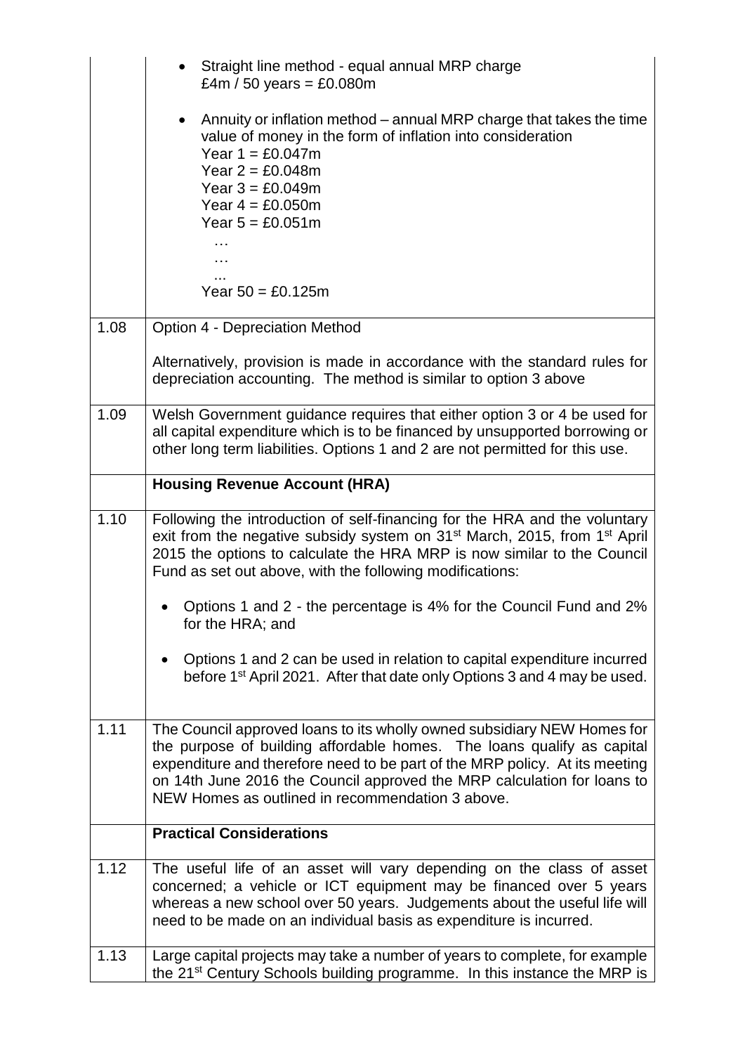| | |
|---|---|
| | • Straight line method - equal annual MRP charge<br>£4m / 50 years = £0.080m<br><br>• Annuity or inflation method – annual MRP charge that takes the time value of money in the form of inflation into consideration<br>Year 1 = £0.047m<br>Year 2 = £0.048m<br>Year 3 = £0.049m<br>Year 4 = £0.050m<br>Year 5 = £0.051m<br>…<br>…<br>...<br>Year 50 = £0.125m |
| 1.08 | Option 4 - Depreciation Method<br><br>Alternatively, provision is made in accordance with the standard rules for depreciation accounting. The method is similar to option 3 above |
| 1.09 | Welsh Government guidance requires that either option 3 or 4 be used for all capital expenditure which is to be financed by unsupported borrowing or other long term liabilities. Options 1 and 2 are not permitted for this use. |
| | **Housing Revenue Account (HRA)** |
| 1.10 | Following the introduction of self-financing for the HRA and the voluntary exit from the negative subsidy system on 31st March, 2015, from 1st April 2015 the options to calculate the HRA MRP is now similar to the Council Fund as set out above, with the following modifications:<br><br>• Options 1 and 2 - the percentage is 4% for the Council Fund and 2% for the HRA; and<br><br>• Options 1 and 2 can be used in relation to capital expenditure incurred before 1st April 2021. After that date only Options 3 and 4 may be used. |
| 1.11 | The Council approved loans to its wholly owned subsidiary NEW Homes for the purpose of building affordable homes. The loans qualify as capital expenditure and therefore need to be part of the MRP policy. At its meeting on 14th June 2016 the Council approved the MRP calculation for loans to NEW Homes as outlined in recommendation 3 above. |
| | **Practical Considerations** |
| 1.12 | The useful life of an asset will vary depending on the class of asset concerned; a vehicle or ICT equipment may be financed over 5 years whereas a new school over 50 years. Judgements about the useful life will need to be made on an individual basis as expenditure is incurred. |
| 1.13 | Large capital projects may take a number of years to complete, for example the 21st Century Schools building programme. In this instance the MRP is |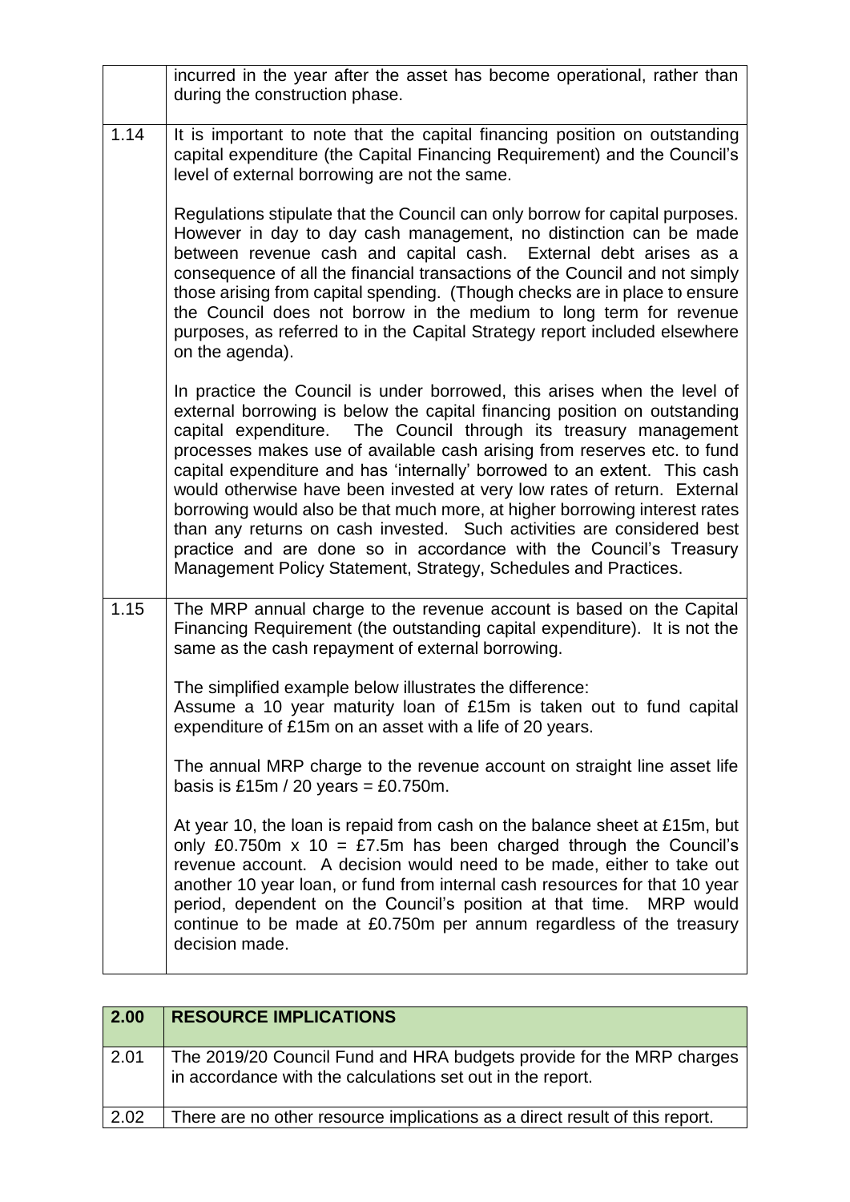| | |
|---|---|
| | incurred in the year after the asset has become operational, rather than during the construction phase. |
| 1.14 | It is important to note that the capital financing position on outstanding capital expenditure (the Capital Financing Requirement) and the Council's level of external borrowing are not the same.<br><br>Regulations stipulate that the Council can only borrow for capital purposes. However in day to day cash management, no distinction can be made between revenue cash and capital cash. External debt arises as a consequence of all the financial transactions of the Council and not simply those arising from capital spending. (Though checks are in place to ensure the Council does not borrow in the medium to long term for revenue purposes, as referred to in the Capital Strategy report included elsewhere on the agenda).<br><br>In practice the Council is under borrowed, this arises when the level of external borrowing is below the capital financing position on outstanding capital expenditure. The Council through its treasury management processes makes use of available cash arising from reserves etc. to fund capital expenditure and has 'internally' borrowed to an extent. This cash would otherwise have been invested at very low rates of return. External borrowing would also be that much more, at higher borrowing interest rates than any returns on cash invested. Such activities are considered best practice and are done so in accordance with the Council's Treasury Management Policy Statement, Strategy, Schedules and Practices. |
| 1.15 | The MRP annual charge to the revenue account is based on the Capital Financing Requirement (the outstanding capital expenditure). It is not the same as the cash repayment of external borrowing.<br><br>The simplified example below illustrates the difference:<br>Assume a 10 year maturity loan of £15m is taken out to fund capital expenditure of £15m on an asset with a life of 20 years.<br><br>The annual MRP charge to the revenue account on straight line asset life basis is £15m / 20 years = £0.750m.<br><br>At year 10, the loan is repaid from cash on the balance sheet at £15m, but only £0.750m x 10 = £7.5m has been charged through the Council's revenue account. A decision would need to be made, either to take out another 10 year loan, or fund from internal cash resources for that 10 year period, dependent on the Council's position at that time. MRP would continue to be made at £0.750m per annum regardless of the treasury decision made. |

| 2.00 | RESOURCE IMPLICATIONS |
|---|---|
| 2.01 | The 2019/20 Council Fund and HRA budgets provide for the MRP charges in accordance with the calculations set out in the report. |
| 2.02 | There are no other resource implications as a direct result of this report. |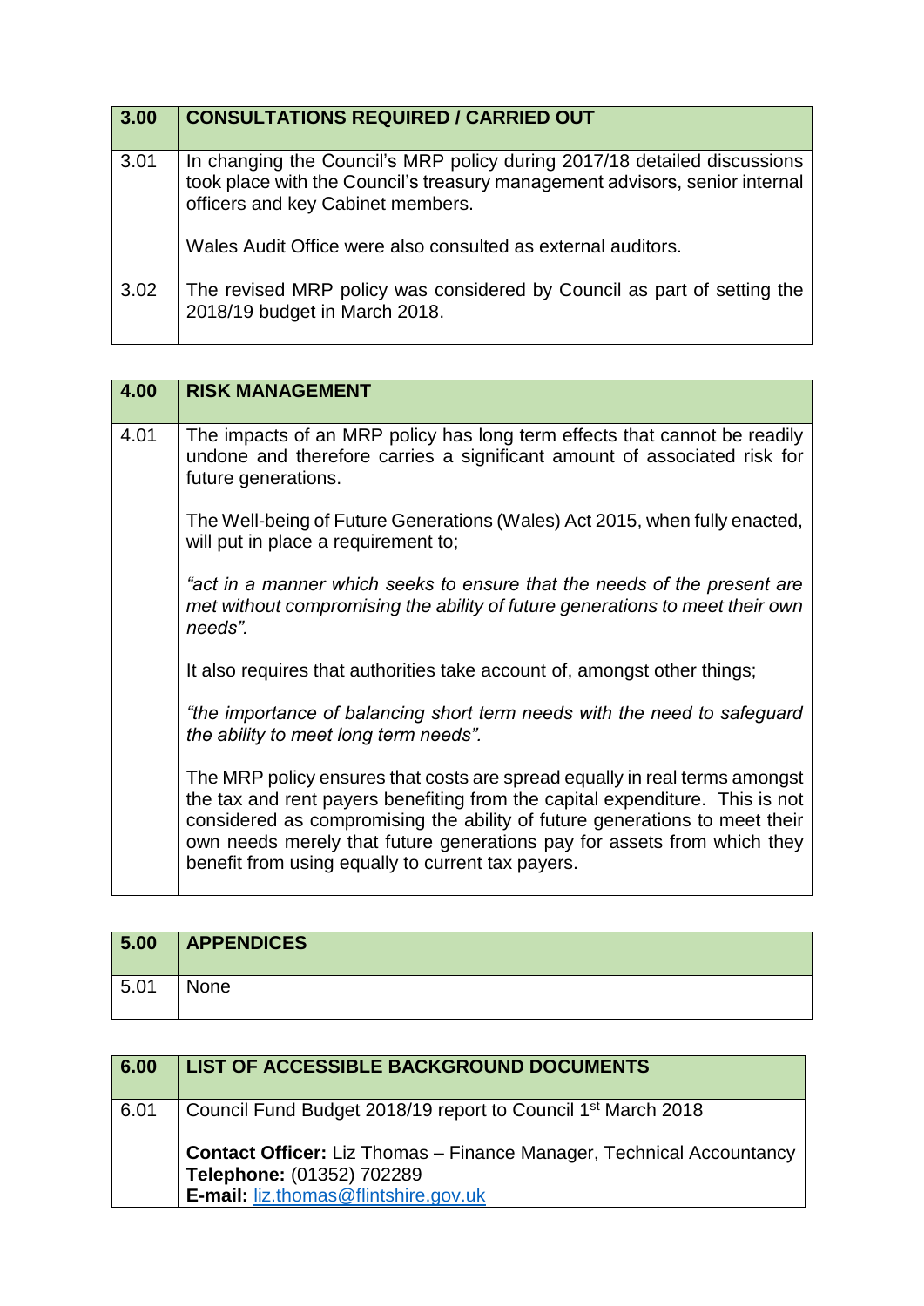| 3.00 | CONSULTATIONS REQUIRED / CARRIED OUT |
|---|---|
| 3.01 | In changing the Council's MRP policy during 2017/18 detailed discussions took place with the Council's treasury management advisors, senior internal officers and key Cabinet members.<br><br>Wales Audit Office were also consulted as external auditors. |
| 3.02 | The revised MRP policy was considered by Council as part of setting the 2018/19 budget in March 2018. |

| 4.00 | RISK MANAGEMENT |
|---|---|
| 4.01 | The impacts of an MRP policy has long term effects that cannot be readily undone and therefore carries a significant amount of associated risk for future generations.<br><br>The Well-being of Future Generations (Wales) Act 2015, when fully enacted, will put in place a requirement to;<br><br>*"act in a manner which seeks to ensure that the needs of the present are met without compromising the ability of future generations to meet their own needs".*<br><br>It also requires that authorities take account of, amongst other things;<br><br>*"the importance of balancing short term needs with the need to safeguard the ability to meet long term needs".*<br><br>The MRP policy ensures that costs are spread equally in real terms amongst the tax and rent payers benefiting from the capital expenditure. This is not considered as compromising the ability of future generations to meet their own needs merely that future generations pay for assets from which they benefit from using equally to current tax payers. |

| 5.00 | APPENDICES |
|---|---|
| 5.01 | None |

| 6.00 | LIST OF ACCESSIBLE BACKGROUND DOCUMENTS |
|---|---|
| 6.01 | Council Fund Budget 2018/19 report to Council 1st March 2018<br><br>**Contact Officer:** Liz Thomas – Finance Manager, Technical Accountancy<br>**Telephone:** (01352) 702289<br>**E-mail:** liz.thomas@flintshire.gov.uk |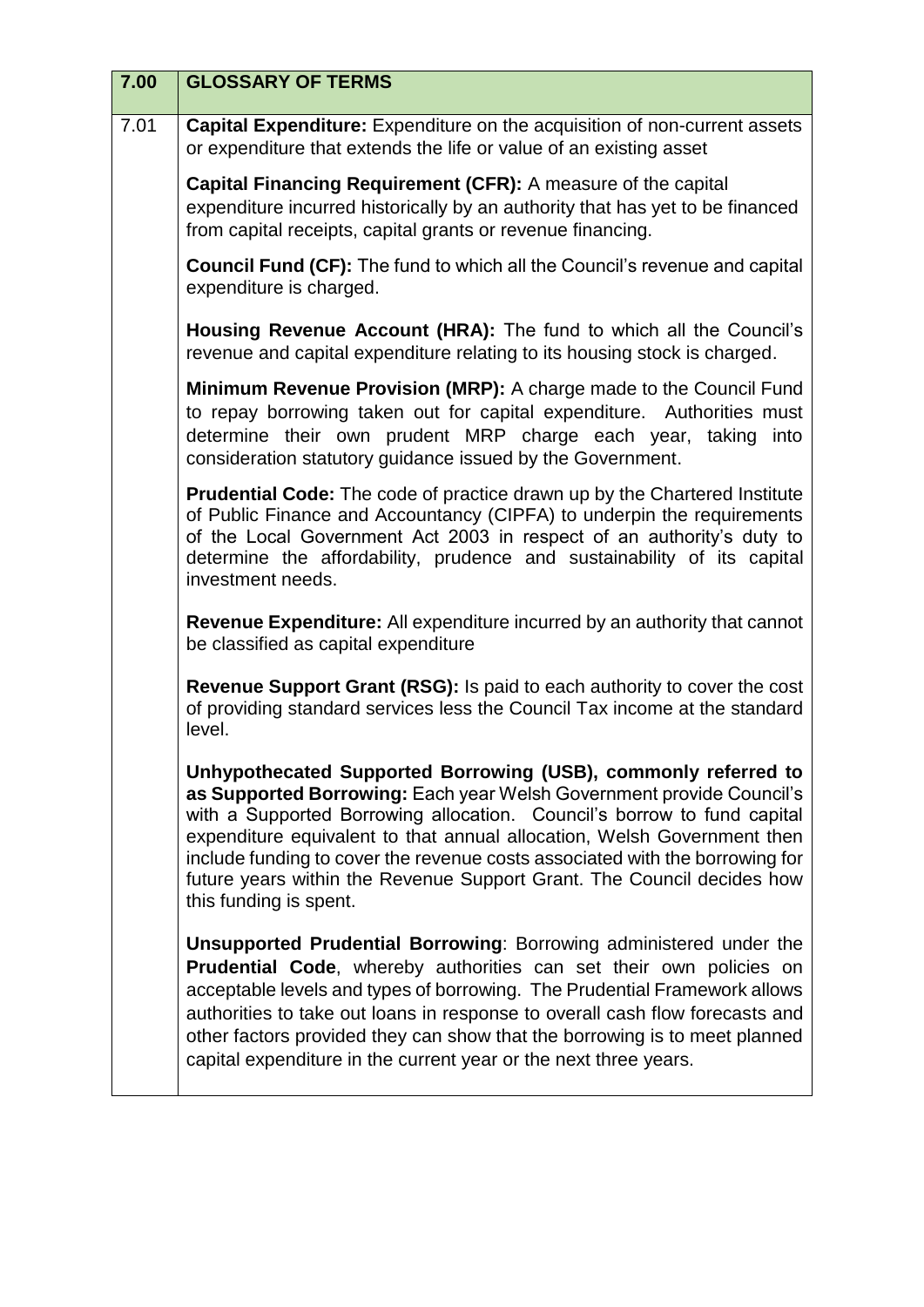| 7.00 | **GLOSSARY OF TERMS** |
|---|---|
| 7.01 | **Capital Expenditure:** Expenditure on the acquisition of non-current assets or expenditure that extends the life or value of an existing asset<br><br>**Capital Financing Requirement (CFR):** A measure of the capital expenditure incurred historically by an authority that has yet to be financed from capital receipts, capital grants or revenue financing.<br><br>**Council Fund (CF):** The fund to which all the Council's revenue and capital expenditure is charged.<br><br>**Housing Revenue Account (HRA):** The fund to which all the Council's revenue and capital expenditure relating to its housing stock is charged.<br><br>**Minimum Revenue Provision (MRP):** A charge made to the Council Fund to repay borrowing taken out for capital expenditure. Authorities must determine their own prudent MRP charge each year, taking into consideration statutory guidance issued by the Government.<br><br>**Prudential Code:** The code of practice drawn up by the Chartered Institute of Public Finance and Accountancy (CIPFA) to underpin the requirements of the Local Government Act 2003 in respect of an authority's duty to determine the affordability, prudence and sustainability of its capital investment needs.<br><br>**Revenue Expenditure:** All expenditure incurred by an authority that cannot be classified as capital expenditure<br><br>**Revenue Support Grant (RSG):** Is paid to each authority to cover the cost of providing standard services less the Council Tax income at the standard level.<br><br>**Unhypothecated Supported Borrowing (USB), commonly referred to as Supported Borrowing:** Each year Welsh Government provide Council's with a Supported Borrowing allocation. Council's borrow to fund capital expenditure equivalent to that annual allocation, Welsh Government then include funding to cover the revenue costs associated with the borrowing for future years within the Revenue Support Grant. The Council decides how this funding is spent.<br><br>**Unsupported Prudential Borrowing**: Borrowing administered under the **Prudential Code**, whereby authorities can set their own policies on acceptable levels and types of borrowing. The Prudential Framework allows authorities to take out loans in response to overall cash flow forecasts and other factors provided they can show that the borrowing is to meet planned capital expenditure in the current year or the next three years. |